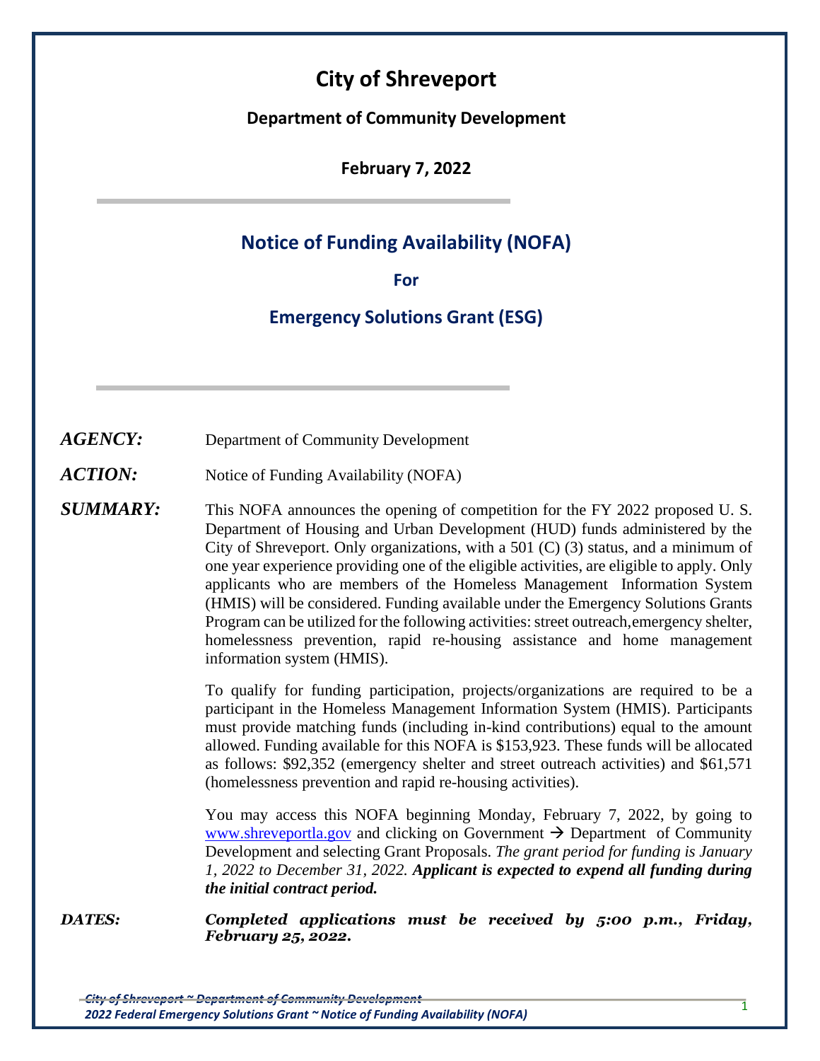# City of Shreveport

**Department of Community Development**

**February 7, 2022**

## Notice of Funding Availability (NOFA)

**For**

## Emergency Solutions Grant (ESG)

***AGENCY:*** Department of Community Development

***ACTION:*** Notice of Funding Availability (NOFA)

***SUMMARY:*** This NOFA announces the opening of competition for the FY 2022 proposed U. S. Department of Housing and Urban Development (HUD) funds administered by the City of Shreveport. Only organizations, with a 501 (C) (3) status, and a minimum of one year experience providing one of the eligible activities, are eligible to apply. Only applicants who are members of the Homeless Management Information System (HMIS) will be considered. Funding available under the Emergency Solutions Grants Program can be utilized for the following activities: street outreach, emergency shelter, homelessness prevention, rapid re-housing assistance and home management information system (HMIS).

To qualify for funding participation, projects/organizations are required to be a participant in the Homeless Management Information System (HMIS). Participants must provide matching funds (including in-kind contributions) equal to the amount allowed. Funding available for this NOFA is $153,923. These funds will be allocated as follows: $92,352 (emergency shelter and street outreach activities) and $61,571 (homelessness prevention and rapid re-housing activities).

You may access this NOFA beginning Monday, February 7, 2022, by going to www.shreveportla.gov and clicking on Government → Department of Community Development and selecting Grant Proposals. *The grant period for funding is January 1, 2022 to December 31, 2022.* ***Applicant is expected to expend all funding during the initial contract period.***

***DATES:*** ***Completed applications must be received by 5:00 p.m., Friday, February 25, 2022.***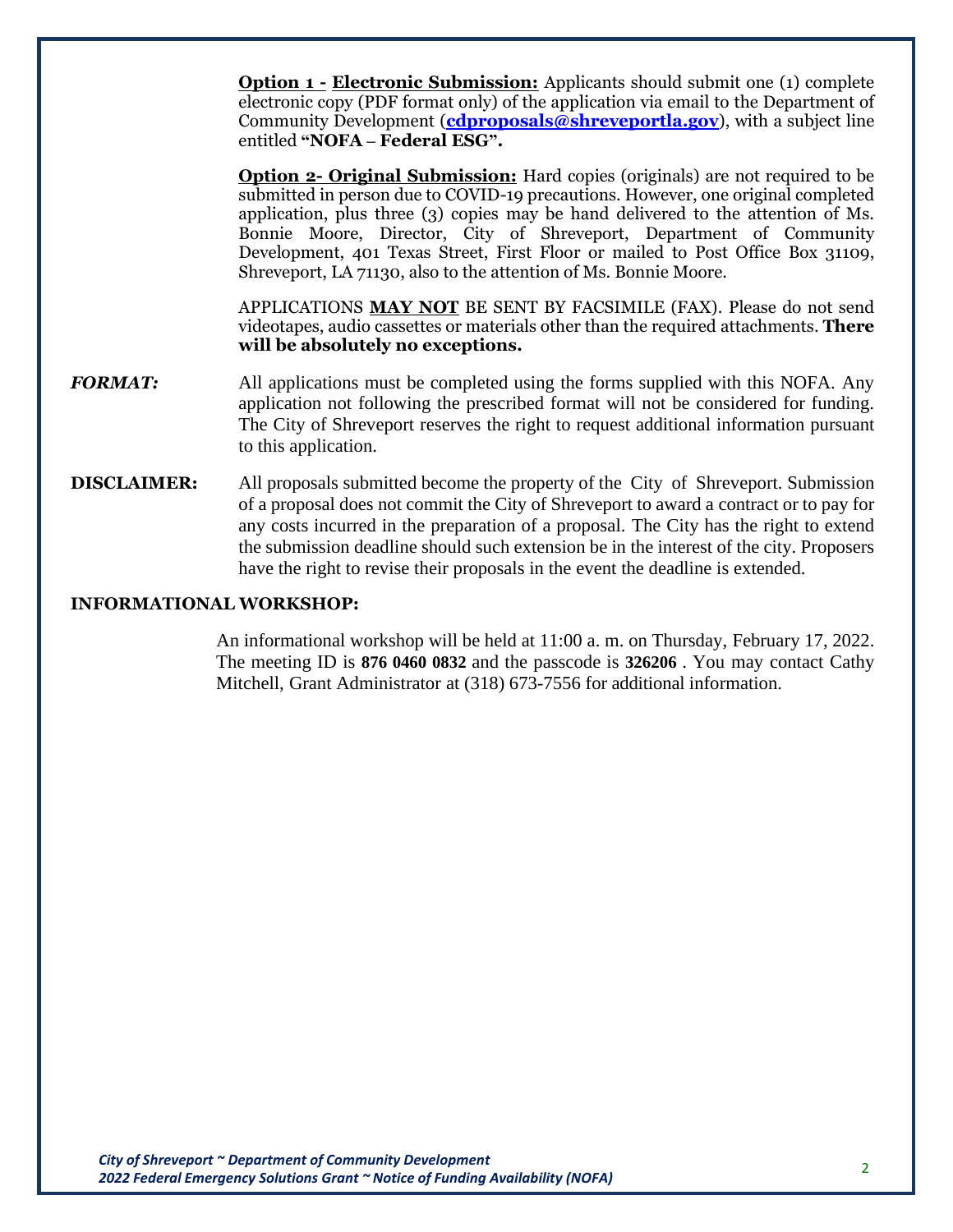**Option 1 - Electronic Submission:** Applicants should submit one (1) complete electronic copy (PDF format only) of the application via email to the Department of Community Development (**cdproposals@shreveportla.gov**), with a subject line entitled **"NOFA – Federal ESG".**

**Option 2- Original Submission:** Hard copies (originals) are not required to be submitted in person due to COVID-19 precautions. However, one original completed application, plus three (3) copies may be hand delivered to the attention of Ms. Bonnie Moore, Director, City of Shreveport, Department of Community Development, 401 Texas Street, First Floor or mailed to Post Office Box 31109, Shreveport, LA 71130, also to the attention of Ms. Bonnie Moore.

APPLICATIONS **MAY NOT** BE SENT BY FACSIMILE (FAX). Please do not send videotapes, audio cassettes or materials other than the required attachments. **There will be absolutely no exceptions.**

***FORMAT:*** All applications must be completed using the forms supplied with this NOFA. Any application not following the prescribed format will not be considered for funding. The City of Shreveport reserves the right to request additional information pursuant to this application.

**DISCLAIMER:** All proposals submitted become the property of the City of Shreveport. Submission of a proposal does not commit the City of Shreveport to award a contract or to pay for any costs incurred in the preparation of a proposal. The City has the right to extend the submission deadline should such extension be in the interest of the city. Proposers have the right to revise their proposals in the event the deadline is extended.

**INFORMATIONAL WORKSHOP:**

An informational workshop will be held at 11:00 a. m. on Thursday, February 17, 2022. The meeting ID is **876 0460 0832** and the passcode is **326206** . You may contact Cathy Mitchell, Grant Administrator at (318) 673-7556 for additional information.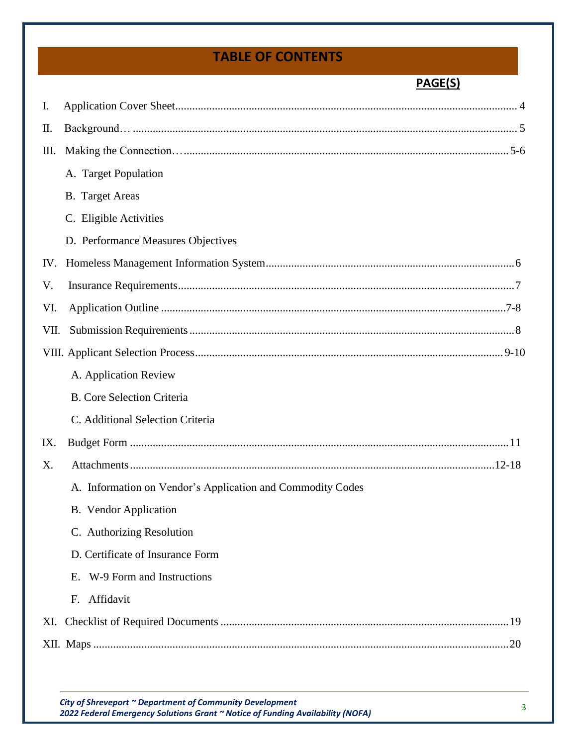# TABLE OF CONTENTS

**PAGE(S)**

I. Application Cover Sheet........................................................................................................................ 4

II. Background… ....................................................................................................................................... 5

III. Making the Connection…..................................................................................................................5-6

A. Target Population

B. Target Areas

C. Eligible Activities

D. Performance Measures Objectives

IV. Homeless Management Information System.......................................................................................6

V. Insurance Requirements.......................................................................................................................7

VI. Application Outline ..........................................................................................................................7-8

VII. Submission Requirements ...................................................................................................................8

VIII. Applicant Selection Process............................................................................................................ 9-10

A. Application Review

B. Core Selection Criteria

C. Additional Selection Criteria

IX. Budget Form ......................................................................................................................................11

X. Attachments...............................................................................................................................12-18

A. Information on Vendor's Application and Commodity Codes

B. Vendor Application

C. Authorizing Resolution

D. Certificate of Insurance Form

E. W-9 Form and Instructions

F. Affidavit

XI. Checklist of Required Documents .....................................................................................................19

XII. Maps ..................................................................................................................................................20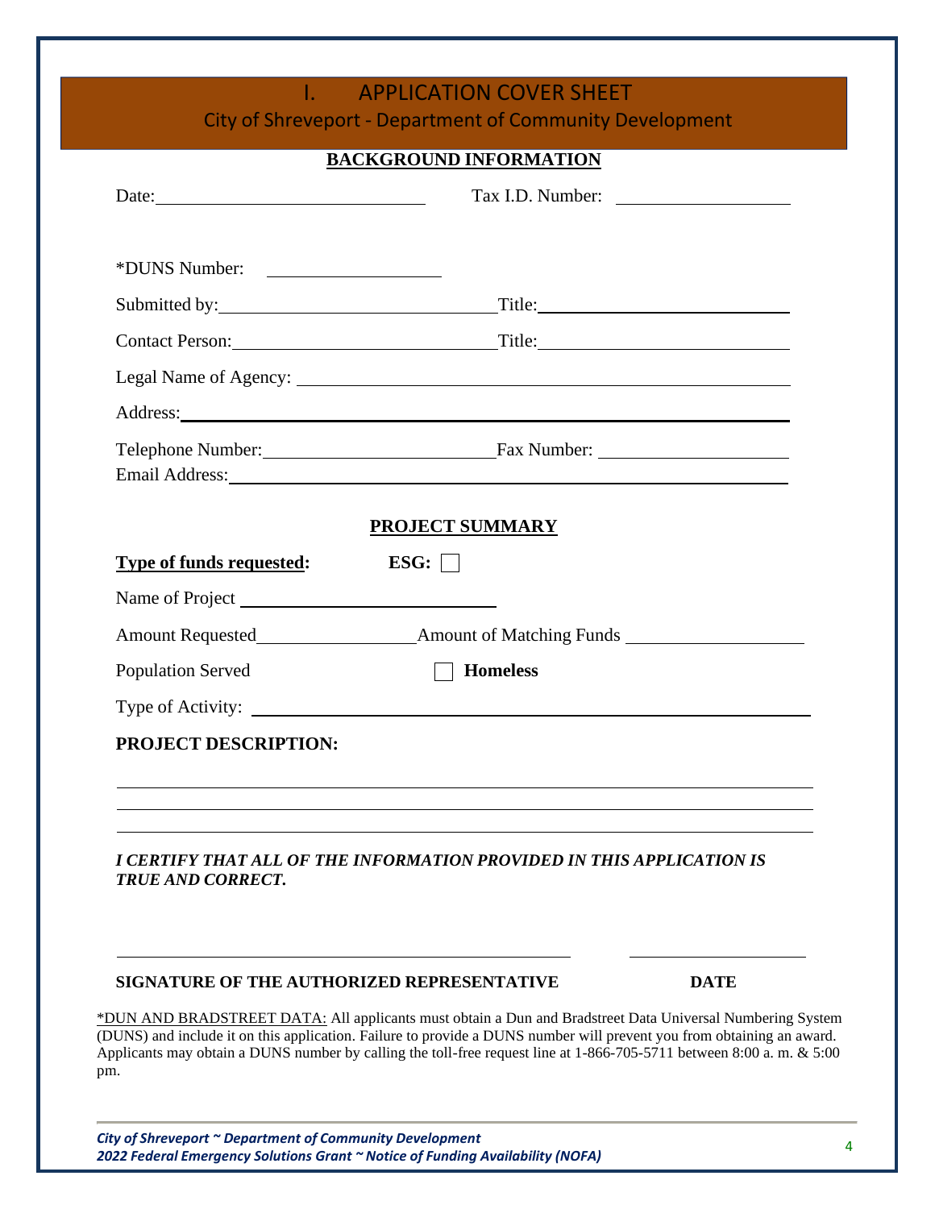# I. APPLICATION COVER SHEET

## City of Shreveport - Department of Community Development

**BACKGROUND INFORMATION**

Date: ____________________________ Tax I.D. Number: ____________________

*DUNS Number: ____________________

Submitted by: ____________________________ Title: ____________________________

Contact Person: ____________________________ Title: ____________________________

Legal Name of Agency: ____________________________________________________

Address: ________________________________________________________________

Telephone Number: ________________________ Fax Number: ____________________

Email Address: ___________________________________________________________

**PROJECT SUMMARY**

**Type of funds requested:** **ESG:** ☐

Name of Project ____________________________

Amount Requested ________________ Amount of Matching Funds ____________________

Population Served ☐ **Homeless**

Type of Activity: ________________________________________________________

**PROJECT DESCRIPTION:**

________________________________________________________________________

________________________________________________________________________

________________________________________________________________________

***I CERTIFY THAT ALL OF THE INFORMATION PROVIDED IN THIS APPLICATION IS TRUE AND CORRECT.***

______________________________________________ ____________________

**SIGNATURE OF THE AUTHORIZED REPRESENTATIVE** **DATE**

*DUN AND BRADSTREET DATA: All applicants must obtain a Dun and Bradstreet Data Universal Numbering System (DUNS) and include it on this application. Failure to provide a DUNS number will prevent you from obtaining an award. Applicants may obtain a DUNS number by calling the toll-free request line at 1-866-705-5711 between 8:00 a. m. & 5:00 pm.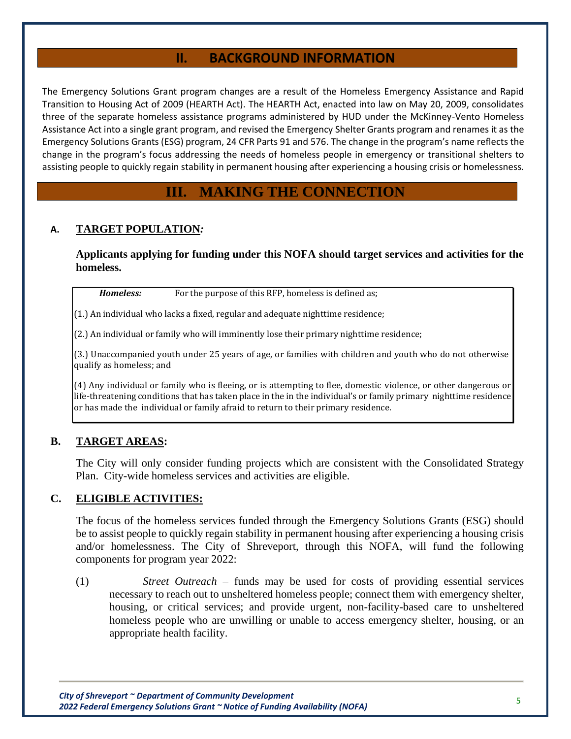## II. BACKGROUND INFORMATION

The Emergency Solutions Grant program changes are a result of the Homeless Emergency Assistance and Rapid Transition to Housing Act of 2009 (HEARTH Act). The HEARTH Act, enacted into law on May 20, 2009, consolidates three of the separate homeless assistance programs administered by HUD under the McKinney-Vento Homeless Assistance Act into a single grant program, and revised the Emergency Shelter Grants program and renames it as the Emergency Solutions Grants (ESG) program, 24 CFR Parts 91 and 576. The change in the program's name reflects the change in the program's focus addressing the needs of homeless people in emergency or transitional shelters to assisting people to quickly regain stability in permanent housing after experiencing a housing crisis or homelessness.

## III. MAKING THE CONNECTION

### A. TARGET POPULATION*:*

**Applicants applying for funding under this NOFA should target services and activities for the homeless.**

***Homeless:*** For the purpose of this RFP, homeless is defined as;

(1.) An individual who lacks a fixed, regular and adequate nighttime residence;

(2.) An individual or family who will imminently lose their primary nighttime residence;

(3.) Unaccompanied youth under 25 years of age, or families with children and youth who do not otherwise qualify as homeless; and

(4) Any individual or family who is fleeing, or is attempting to flee, domestic violence, or other dangerous or life-threatening conditions that has taken place in the in the individual's or family primary nighttime residence or has made the individual or family afraid to return to their primary residence.

### B. TARGET AREAS:

The City will only consider funding projects which are consistent with the Consolidated Strategy Plan. City-wide homeless services and activities are eligible.

### C. ELIGIBLE ACTIVITIES:

The focus of the homeless services funded through the Emergency Solutions Grants (ESG) should be to assist people to quickly regain stability in permanent housing after experiencing a housing crisis and/or homelessness. The City of Shreveport, through this NOFA, will fund the following components for program year 2022:

(1) *Street Outreach* – funds may be used for costs of providing essential services necessary to reach out to unsheltered homeless people; connect them with emergency shelter, housing, or critical services; and provide urgent, non-facility-based care to unsheltered homeless people who are unwilling or unable to access emergency shelter, housing, or an appropriate health facility.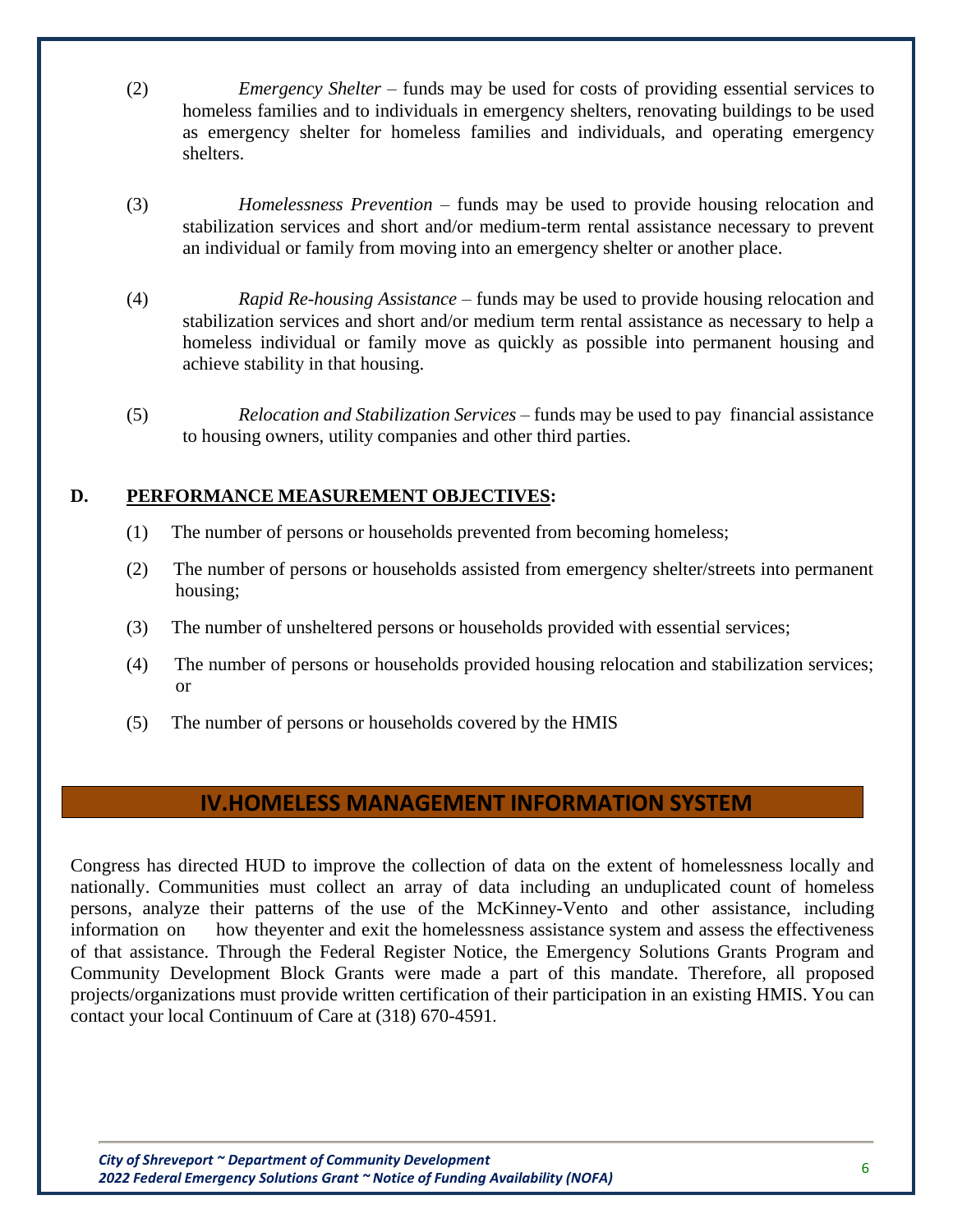(2) *Emergency Shelter* – funds may be used for costs of providing essential services to homeless families and to individuals in emergency shelters, renovating buildings to be used as emergency shelter for homeless families and individuals, and operating emergency shelters.

(3) *Homelessness Prevention* – funds may be used to provide housing relocation and stabilization services and short and/or medium-term rental assistance necessary to prevent an individual or family from moving into an emergency shelter or another place.

(4) *Rapid Re-housing Assistance* – funds may be used to provide housing relocation and stabilization services and short and/or medium term rental assistance as necessary to help a homeless individual or family move as quickly as possible into permanent housing and achieve stability in that housing.

(5) *Relocation and Stabilization Services* – funds may be used to pay financial assistance to housing owners, utility companies and other third parties.

### D. **PERFORMANCE MEASUREMENT OBJECTIVES:**

(1) The number of persons or households prevented from becoming homeless;

(2) The number of persons or households assisted from emergency shelter/streets into permanent housing;

(3) The number of unsheltered persons or households provided with essential services;

(4) The number of persons or households provided housing relocation and stabilization services; or

(5) The number of persons or households covered by the HMIS

## IV.HOMELESS MANAGEMENT INFORMATION SYSTEM

Congress has directed HUD to improve the collection of data on the extent of homelessness locally and nationally. Communities must collect an array of data including an unduplicated count of homeless persons, analyze their patterns of the use of the McKinney-Vento and other assistance, including information on how theyenter and exit the homelessness assistance system and assess the effectiveness of that assistance. Through the Federal Register Notice, the Emergency Solutions Grants Program and Community Development Block Grants were made a part of this mandate. Therefore, all proposed projects/organizations must provide written certification of their participation in an existing HMIS. You can contact your local Continuum of Care at (318) 670-4591.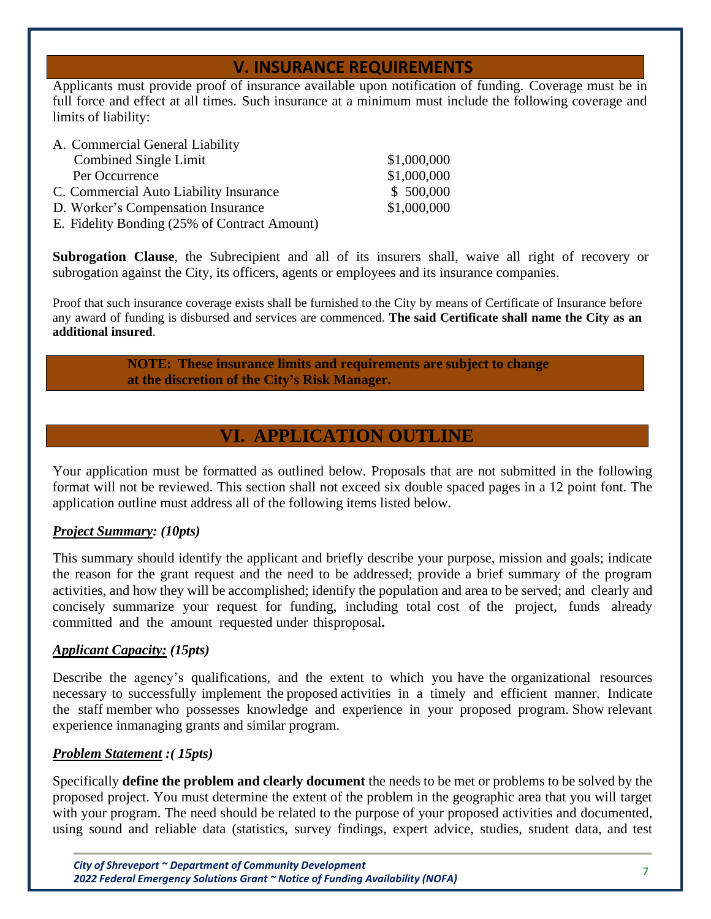## V. INSURANCE REQUIREMENTS

Applicants must provide proof of insurance available upon notification of funding. Coverage must be in full force and effect at all times. Such insurance at a minimum must include the following coverage and limits of liability:

| | |
|---|---|
| A. Commercial General Liability | |
| Combined Single Limit | \$1,000,000 |
| Per Occurrence | \$1,000,000 |
| C. Commercial Auto Liability Insurance | \$ 500,000 |
| D. Worker's Compensation Insurance | \$1,000,000 |
| E. Fidelity Bonding (25% of Contract Amount) | |

**Subrogation Clause**, the Subrecipient and all of its insurers shall, waive all right of recovery or subrogation against the City, its officers, agents or employees and its insurance companies.

Proof that such insurance coverage exists shall be furnished to the City by means of Certificate of Insurance before any award of funding is disbursed and services are commenced. **The said Certificate shall name the City as an additional insured**.

**NOTE: These insurance limits and requirements are subject to change at the discretion of the City's Risk Manager.**

## VI. APPLICATION OUTLINE

Your application must be formatted as outlined below. Proposals that are not submitted in the following format will not be reviewed. This section shall not exceed six double spaced pages in a 12 point font. The application outline must address all of the following items listed below.

***Project Summary*: *(10pts)***

This summary should identify the applicant and briefly describe your purpose, mission and goals; indicate the reason for the grant request and the need to be addressed; provide a brief summary of the program activities, and how they will be accomplished; identify the population and area to be served; and clearly and concisely summarize your request for funding, including total cost of the project, funds already committed and the amount requested under thisproposal**.**

***Applicant Capacity:* *(15pts)***

Describe the agency's qualifications, and the extent to which you have the organizational resources necessary to successfully implement the proposed activities in a timely and efficient manner. Indicate the staff member who possesses knowledge and experience in your proposed program. Show relevant experience inmanaging grants and similar program.

***Problem Statement* *:( 15pts)***

Specifically **define the problem and clearly document** the needs to be met or problems to be solved by the proposed project. You must determine the extent of the problem in the geographic area that you will target with your program. The need should be related to the purpose of your proposed activities and documented, using sound and reliable data (statistics, survey findings, expert advice, studies, student data, and test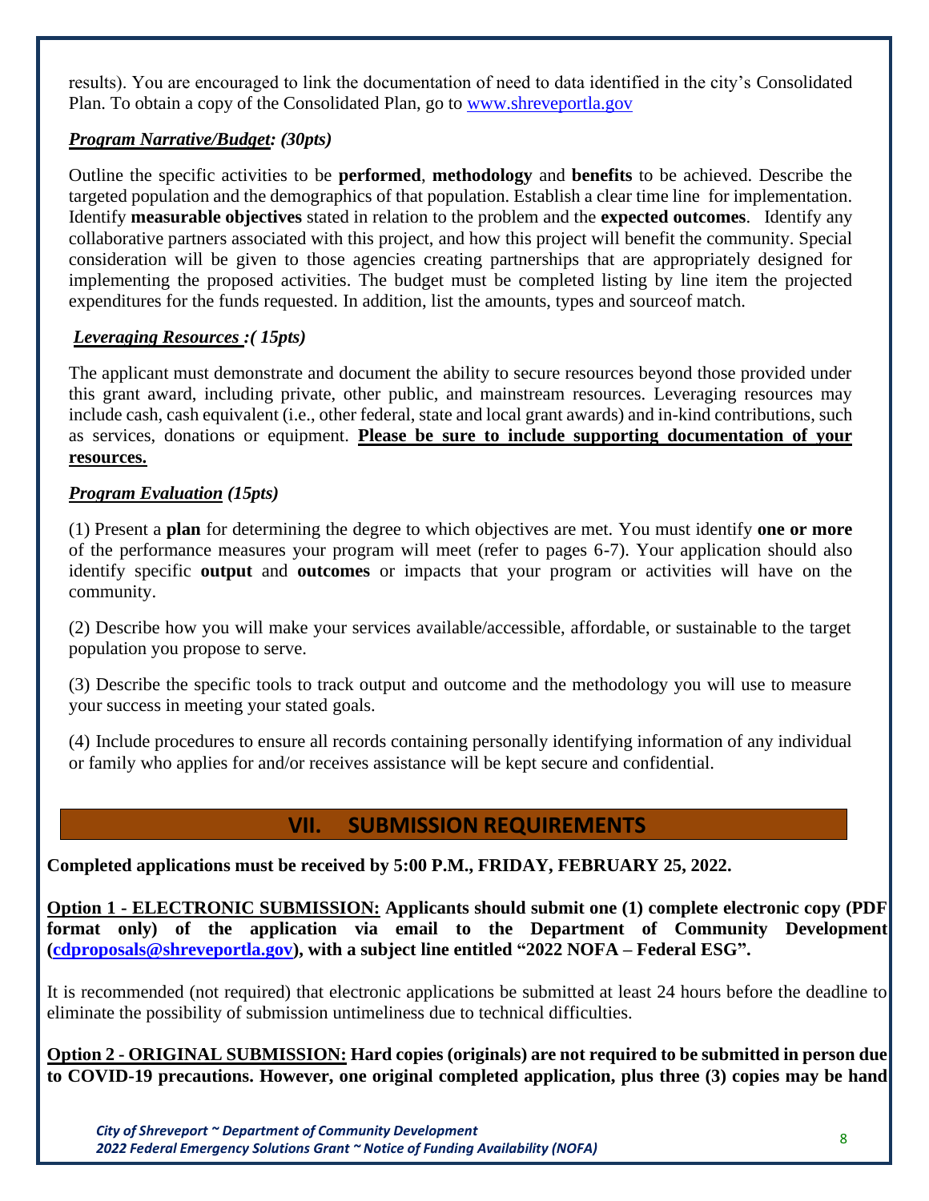results). You are encouraged to link the documentation of need to data identified in the city's Consolidated Plan. To obtain a copy of the Consolidated Plan, go to [www.shreveportla.gov](www.shreveportla.gov)

***Program Narrative/Budget: (30pts)***

Outline the specific activities to be **performed**, **methodology** and **benefits** to be achieved. Describe the targeted population and the demographics of that population. Establish a clear time line for implementation. Identify **measurable objectives** stated in relation to the problem and the **expected outcomes**. Identify any collaborative partners associated with this project, and how this project will benefit the community. Special consideration will be given to those agencies creating partnerships that are appropriately designed for implementing the proposed activities. The budget must be completed listing by line item the projected expenditures for the funds requested. In addition, list the amounts, types and sourceof match.

***Leveraging Resources :( 15pts)***

The applicant must demonstrate and document the ability to secure resources beyond those provided under this grant award, including private, other public, and mainstream resources. Leveraging resources may include cash, cash equivalent (i.e., other federal, state and local grant awards) and in-kind contributions, such as services, donations or equipment. **Please be sure to include supporting documentation of your resources.**

***Program Evaluation (15pts)***

(1) Present a **plan** for determining the degree to which objectives are met. You must identify **one or more** of the performance measures your program will meet (refer to pages 6-7). Your application should also identify specific **output** and **outcomes** or impacts that your program or activities will have on the community.

(2) Describe how you will make your services available/accessible, affordable, or sustainable to the target population you propose to serve.

(3) Describe the specific tools to track output and outcome and the methodology you will use to measure your success in meeting your stated goals.

(4) Include procedures to ensure all records containing personally identifying information of any individual or family who applies for and/or receives assistance will be kept secure and confidential.

## VII. SUBMISSION REQUIREMENTS

**Completed applications must be received by 5:00 P.M., FRIDAY, FEBRUARY 25, 2022.**

**Option 1 - ELECTRONIC SUBMISSION: Applicants should submit one (1) complete electronic copy (PDF format only) of the application via email to the Department of Community Development ([cdproposals@shreveportla.gov](mailto:cdproposals@shreveportla.gov)), with a subject line entitled "2022 NOFA – Federal ESG".**

It is recommended (not required) that electronic applications be submitted at least 24 hours before the deadline to eliminate the possibility of submission untimeliness due to technical difficulties.

**Option 2 - ORIGINAL SUBMISSION: Hard copies (originals) are not required to be submitted in person due to COVID-19 precautions. However, one original completed application, plus three (3) copies may be hand**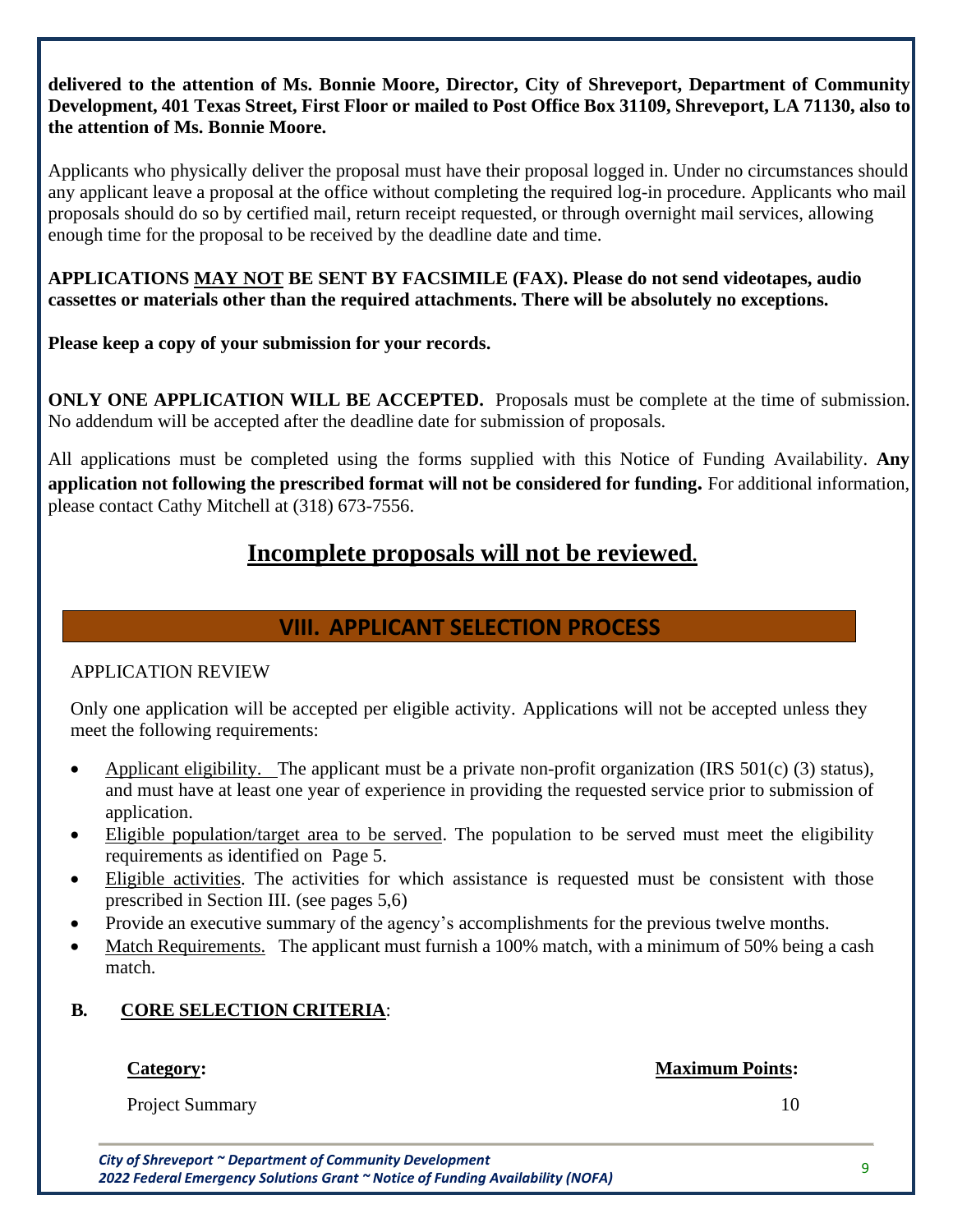**delivered to the attention of Ms. Bonnie Moore, Director, City of Shreveport, Department of Community Development, 401 Texas Street, First Floor or mailed to Post Office Box 31109, Shreveport, LA 71130, also to the attention of Ms. Bonnie Moore.**

Applicants who physically deliver the proposal must have their proposal logged in. Under no circumstances should any applicant leave a proposal at the office without completing the required log-in procedure. Applicants who mail proposals should do so by certified mail, return receipt requested, or through overnight mail services, allowing enough time for the proposal to be received by the deadline date and time.

**APPLICATIONS <u>MAY NOT</u> BE SENT BY FACSIMILE (FAX). Please do not send videotapes, audio cassettes or materials other than the required attachments. There will be absolutely no exceptions.**

**Please keep a copy of your submission for your records.**

**ONLY ONE APPLICATION WILL BE ACCEPTED.** Proposals must be complete at the time of submission. No addendum will be accepted after the deadline date for submission of proposals.

All applications must be completed using the forms supplied with this Notice of Funding Availability. **Any application not following the prescribed format will not be considered for funding.** For additional information, please contact Cathy Mitchell at (318) 673-7556.

**<u>Incomplete proposals will not be reviewed</u>.**

## VIII. APPLICANT SELECTION PROCESS

APPLICATION REVIEW

Only one application will be accepted per eligible activity. Applications will not be accepted unless they meet the following requirements:

- <u>Applicant eligibility.</u> The applicant must be a private non-profit organization (IRS 501(c) (3) status), and must have at least one year of experience in providing the requested service prior to submission of application.
- <u>Eligible population/target area to be served</u>. The population to be served must meet the eligibility requirements as identified on Page 5.
- <u>Eligible activities</u>. The activities for which assistance is requested must be consistent with those prescribed in Section III. (see pages 5,6)
- Provide an executive summary of the agency's accomplishments for the previous twelve months.
- <u>Match Requirements.</u> The applicant must furnish a 100% match, with a minimum of 50% being a cash match.

**B. <u>CORE SELECTION CRITERIA</u>**:

| **<u>Category</u>:** | **<u>Maximum Points</u>:** |
|---|---|
| Project Summary | 10 |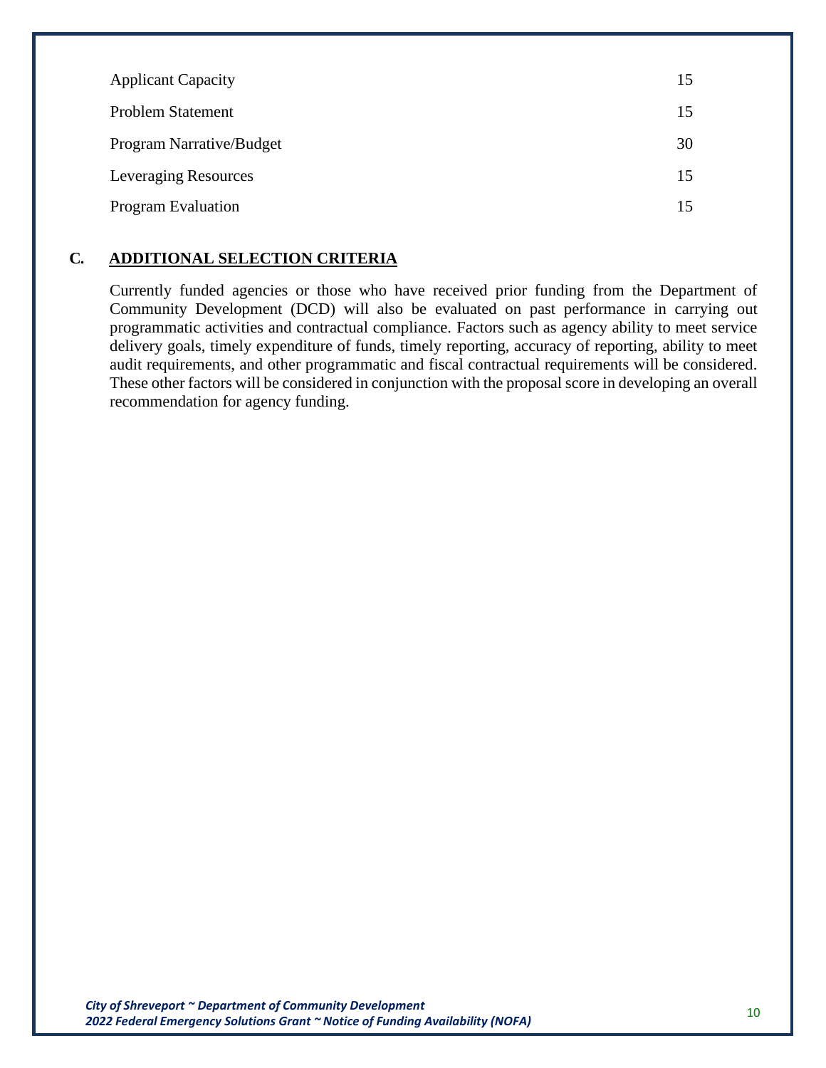| | |
|---|---|
| Applicant Capacity | 15 |
| Problem Statement | 15 |
| Program Narrative/Budget | 30 |
| Leveraging Resources | 15 |
| Program Evaluation | 15 |

## C. ADDITIONAL SELECTION CRITERIA

Currently funded agencies or those who have received prior funding from the Department of Community Development (DCD) will also be evaluated on past performance in carrying out programmatic activities and contractual compliance. Factors such as agency ability to meet service delivery goals, timely expenditure of funds, timely reporting, accuracy of reporting, ability to meet audit requirements, and other programmatic and fiscal contractual requirements will be considered. These other factors will be considered in conjunction with the proposal score in developing an overall recommendation for agency funding.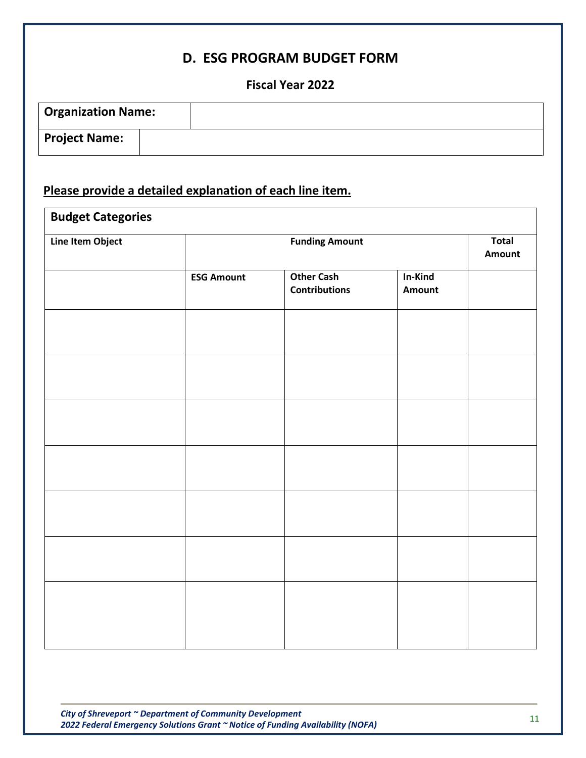## D. ESG PROGRAM BUDGET FORM

### Fiscal Year 2022

| **Organization Name:** | |
|---|---|
| **Project Name:** | |

**Please provide a detailed explanation of each line item.**

| **Budget Categories** | | | | |
|---|---|---|---|---|
| **Line Item Object** | **Funding Amount** | | | **Total Amount** |
| | **ESG Amount** | **Other Cash Contributions** | **In-Kind Amount** | |
| | | | | |
| | | | | |
| | | | | |
| | | | | |
| | | | | |
| | | | | |
| | | | | |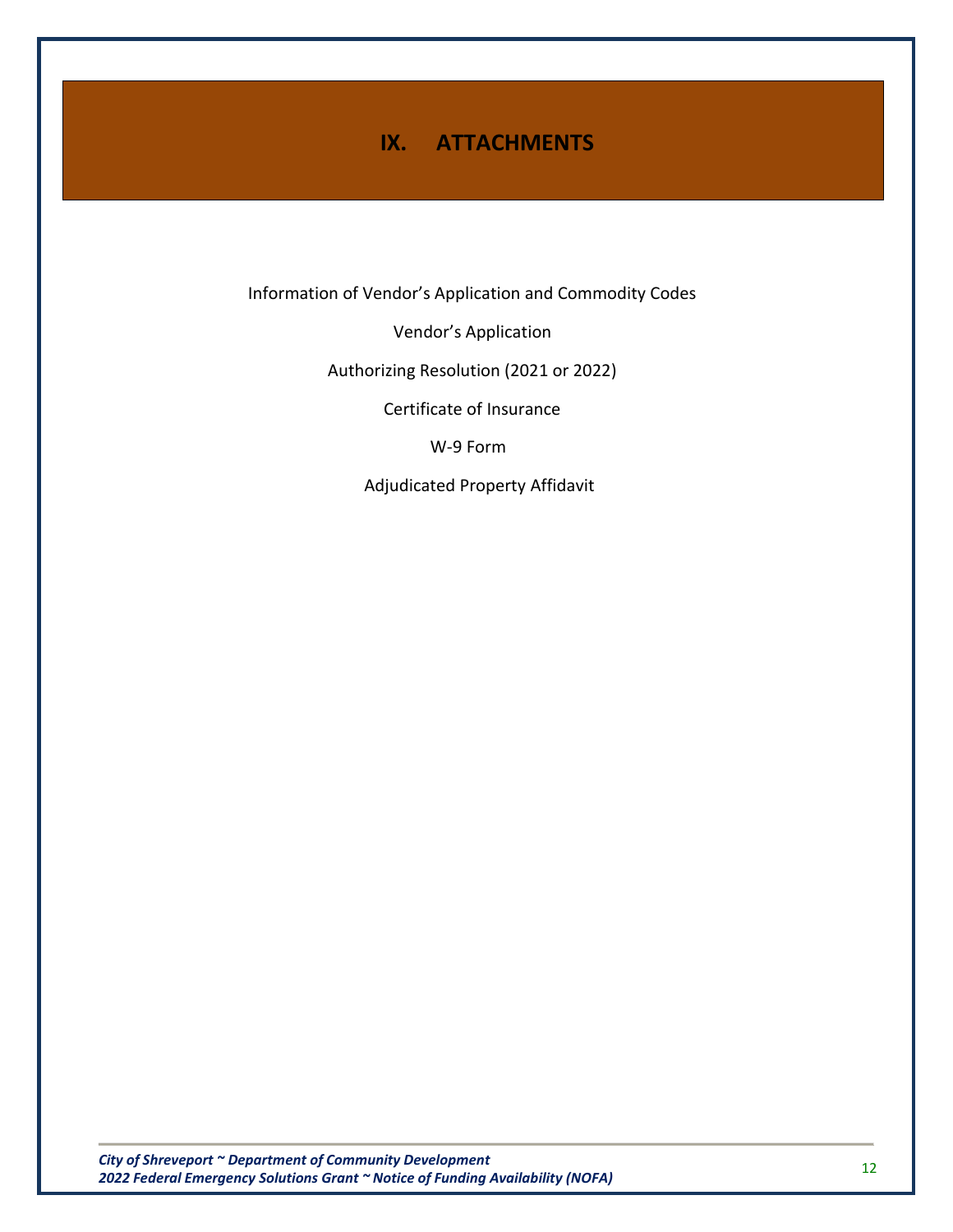# IX. ATTACHMENTS

Information of Vendor's Application and Commodity Codes

Vendor's Application

Authorizing Resolution (2021 or 2022)

Certificate of Insurance

W-9 Form

Adjudicated Property Affidavit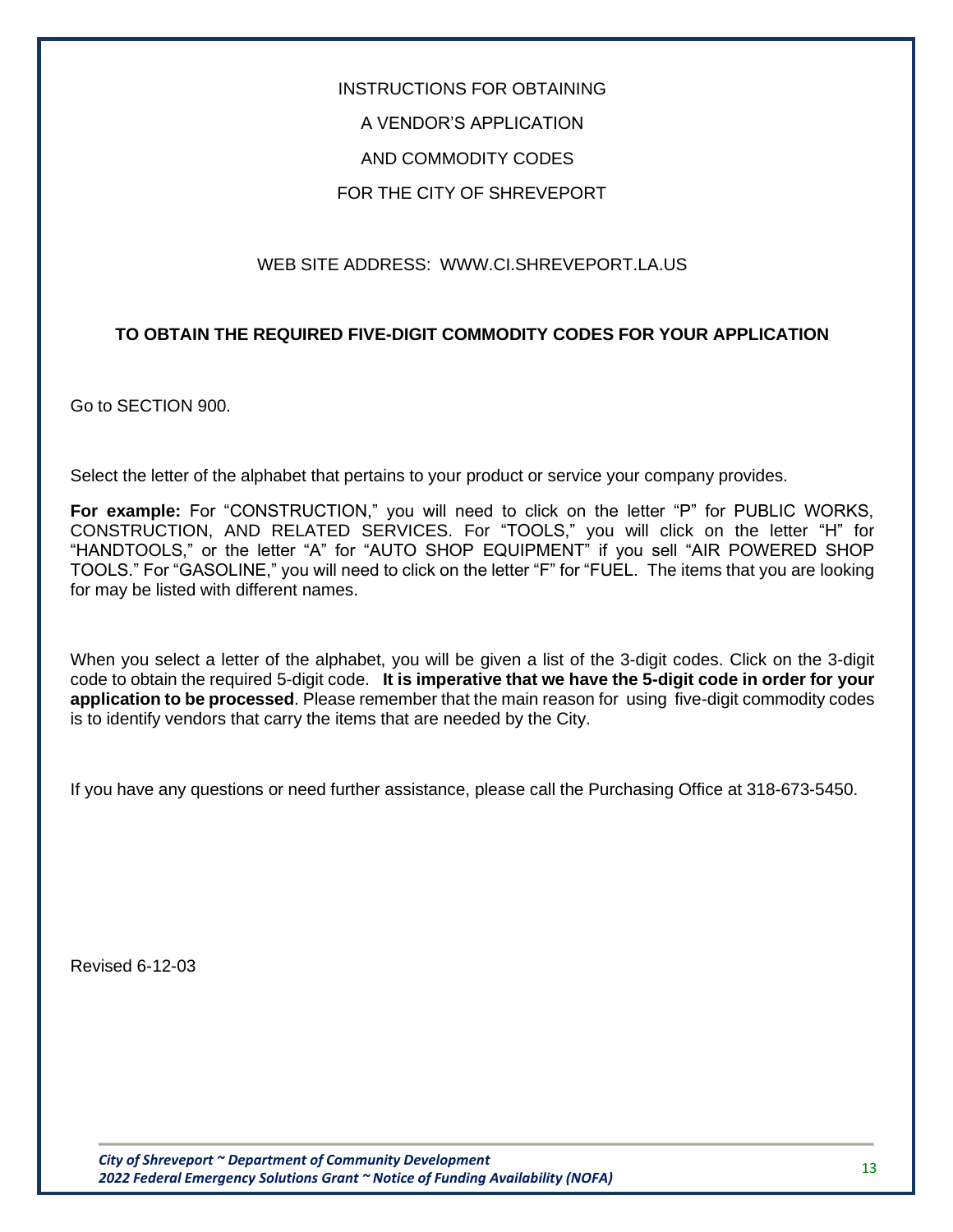INSTRUCTIONS FOR OBTAINING

A VENDOR'S APPLICATION

AND COMMODITY CODES

FOR THE CITY OF SHREVEPORT

WEB SITE ADDRESS: WWW.CI.SHREVEPORT.LA.US

**TO OBTAIN THE REQUIRED FIVE-DIGIT COMMODITY CODES FOR YOUR APPLICATION**

Go to SECTION 900.

Select the letter of the alphabet that pertains to your product or service your company provides.

**For example:** For "CONSTRUCTION," you will need to click on the letter "P" for PUBLIC WORKS, CONSTRUCTION, AND RELATED SERVICES. For "TOOLS," you will click on the letter "H" for "HANDTOOLS," or the letter "A" for "AUTO SHOP EQUIPMENT" if you sell "AIR POWERED SHOP TOOLS." For "GASOLINE," you will need to click on the letter "F" for "FUEL. The items that you are looking for may be listed with different names.

When you select a letter of the alphabet, you will be given a list of the 3-digit codes. Click on the 3-digit code to obtain the required 5-digit code. **It is imperative that we have the 5-digit code in order for your application to be processed**. Please remember that the main reason for using five-digit commodity codes is to identify vendors that carry the items that are needed by the City.

If you have any questions or need further assistance, please call the Purchasing Office at 318-673-5450.

Revised 6-12-03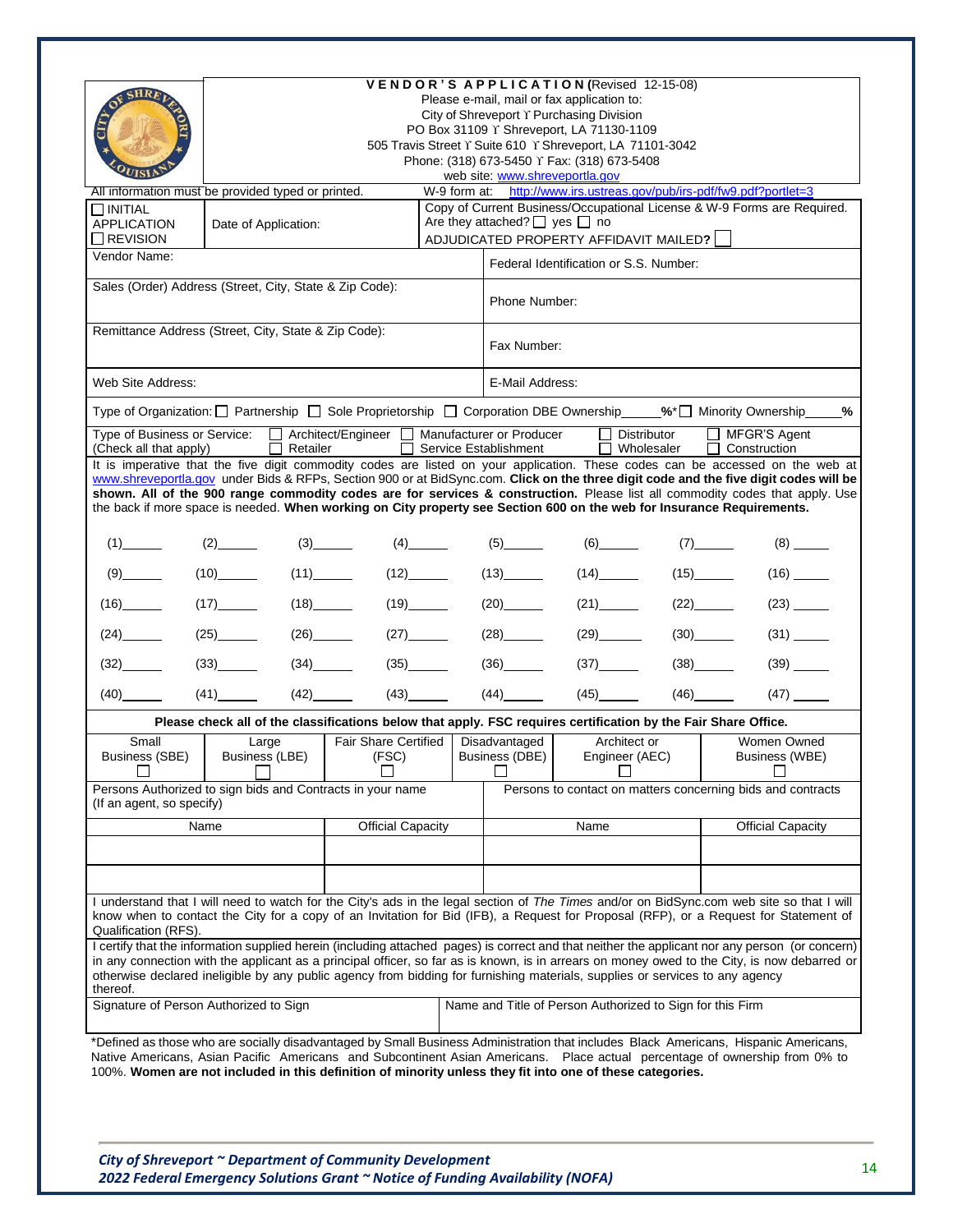**VENDOR'S APPLICATION** (Revised 12-15-08)

Please e-mail, mail or fax application to:
City of Shreveport ϒ Purchasing Division
PO Box 31109 ϒ Shreveport, LA 71130-1109
505 Travis Street ϒ Suite 610 ϒ Shreveport, LA 71101-3042
Phone: (318) 673-5450 ϒ Fax: (318) 673-5408
web site: www.shreveportla.gov

All information must be provided typed or printed. W-9 form at: http://www.irs.ustreas.gov/pub/irs-pdf/fw9.pdf?portlet=3

| ☐ INITIAL APPLICATION ☐ REVISION | Date of Application: | Copy of Current Business/Occupational License & W-9 Forms are Required. Are they attached? ☐ yes ☐ no ADJUDICATED PROPERTY AFFIDAVIT MAILED? ☐ |
|---|---|---|

| | |
|---|---|
| Vendor Name: | Federal Identification or S.S. Number: |
| Sales (Order) Address (Street, City, State & Zip Code): | Phone Number: |
| Remittance Address (Street, City, State & Zip Code): | Fax Number: |
| Web Site Address: | E-Mail Address: |

Type of Organization: ☐ Partnership ☐ Sole Proprietorship ☐ Corporation DBE Ownership_____%* ☐ Minority Ownership_____%

Type of Business or Service: (Check all that apply) ☐ Architect/Engineer ☐ Retailer ☐ Manufacturer or Producer ☐ Service Establishment ☐ Distributor ☐ Wholesaler ☐ MFGR'S Agent ☐ Construction

It is imperative that the five digit commodity codes are listed on your application. These codes can be accessed on the web at www.shreveportla.gov under Bids & RFPs, Section 900 or at BidSync.com. **Click on the three digit code and the five digit codes will be shown. All of the 900 range commodity codes are for services & construction.** Please list all commodity codes that apply. Use the back if more space is needed. **When working on City property see Section 600 on the web for Insurance Requirements.**

| | | | | | | | |
|---|---|---|---|---|---|---|---|
| (1)______ | (2)______ | (3)______ | (4)______ | (5)______ | (6)______ | (7)______ | (8)______ |
| (9)______ | (10)______ | (11)______ | (12)______ | (13)______ | (14)______ | (15)______ | (16)______ |
| (16)______ | (17)______ | (18)______ | (19)______ | (20)______ | (21)______ | (22)______ | (23)______ |
| (24)______ | (25)______ | (26)______ | (27)______ | (28)______ | (29)______ | (30)______ | (31)______ |
| (32)______ | (33)______ | (34)______ | (35)______ | (36)______ | (37)______ | (38)______ | (39)______ |
| (40)______ | (41)______ | (42)______ | (43)______ | (44)______ | (45)______ | (46)______ | (47)______ |

**Please check all of the classifications below that apply. FSC requires certification by the Fair Share Office.**

| Small Business (SBE) | Large Business (LBE) | Fair Share Certified (FSC) | Disadvantaged Business (DBE) | Architect or Engineer (AEC) | Women Owned Business (WBE) |
|---|---|---|---|---|---|
| ☐ | ☐ | ☐ | ☐ | ☐ | ☐ |

| Persons Authorized to sign bids and Contracts in your name (If an agent, so specify) | | Persons to contact on matters concerning bids and contracts | |
|---|---|---|---|
| Name | Official Capacity | Name | Official Capacity |
| | | | |
| | | | |

I understand that I will need to watch for the City's ads in the legal section of *The Times* and/or on BidSync.com web site so that I will know when to contact the City for a copy of an Invitation for Bid (IFB), a Request for Proposal (RFP), or a Request for Statement of Qualification (RFS).

I certify that the information supplied herein (including attached pages) is correct and that neither the applicant nor any person (or concern) in any connection with the applicant as a principal officer, so far as is known, is in arrears on money owed to the City, is now debarred or otherwise declared ineligible by any public agency from bidding for furnishing materials, supplies or services to any agency thereof.

| Signature of Person Authorized to Sign | Name and Title of Person Authorized to Sign for this Firm |
|---|---|
| | |

*Defined as those who are socially disadvantaged by Small Business Administration that includes Black Americans, Hispanic Americans, Native Americans, Asian Pacific Americans and Subcontinent Asian Americans. Place actual percentage of ownership from 0% to 100%. **Women are not included in this definition of minority unless they fit into one of these categories.**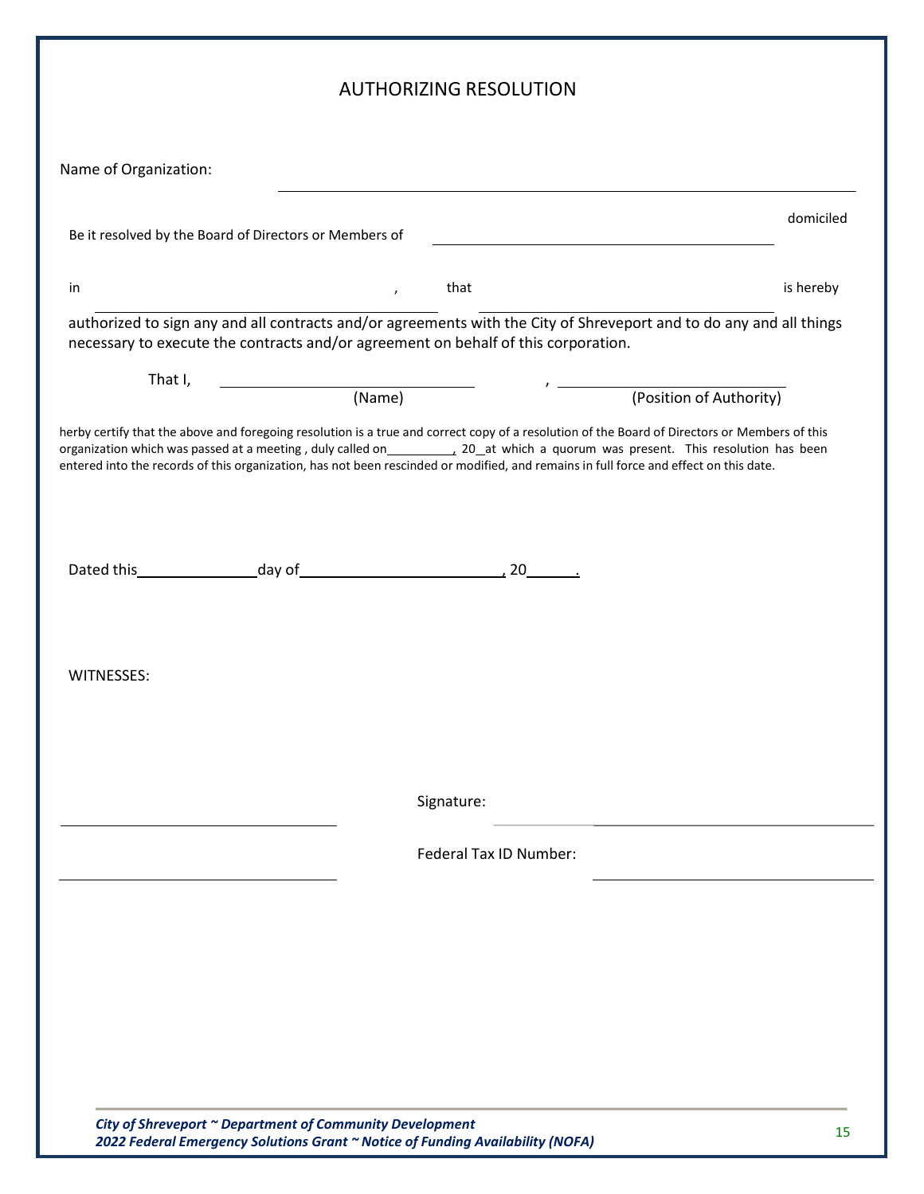# AUTHORIZING RESOLUTION

Name of Organization: ______________________________________________

Be it resolved by the Board of Directors or Members of ______________________________ domiciled

in ______________________________, that ______________________________ is hereby

authorized to sign any and all contracts and/or agreements with the City of Shreveport and to do any and all things necessary to execute the contracts and/or agreement on behalf of this corporation.

That I, ______________________________ (Name), ______________________________ (Position of Authority)

herby certify that the above and foregoing resolution is a true and correct copy of a resolution of the Board of Directors or Members of this organization which was passed at a meeting , duly called on__________, 20__at which a quorum was present. This resolution has been entered into the records of this organization, has not been rescinded or modified, and remains in full force and effect on this date.

Dated this_______________day of_________________________, 20______.

WITNESSES:

______________________________ Signature: ______________________________

______________________________ Federal Tax ID Number: ______________________________

*City of Shreveport ~ Department of Community Development*
*2022 Federal Emergency Solutions Grant ~ Notice of Funding Availability (NOFA)*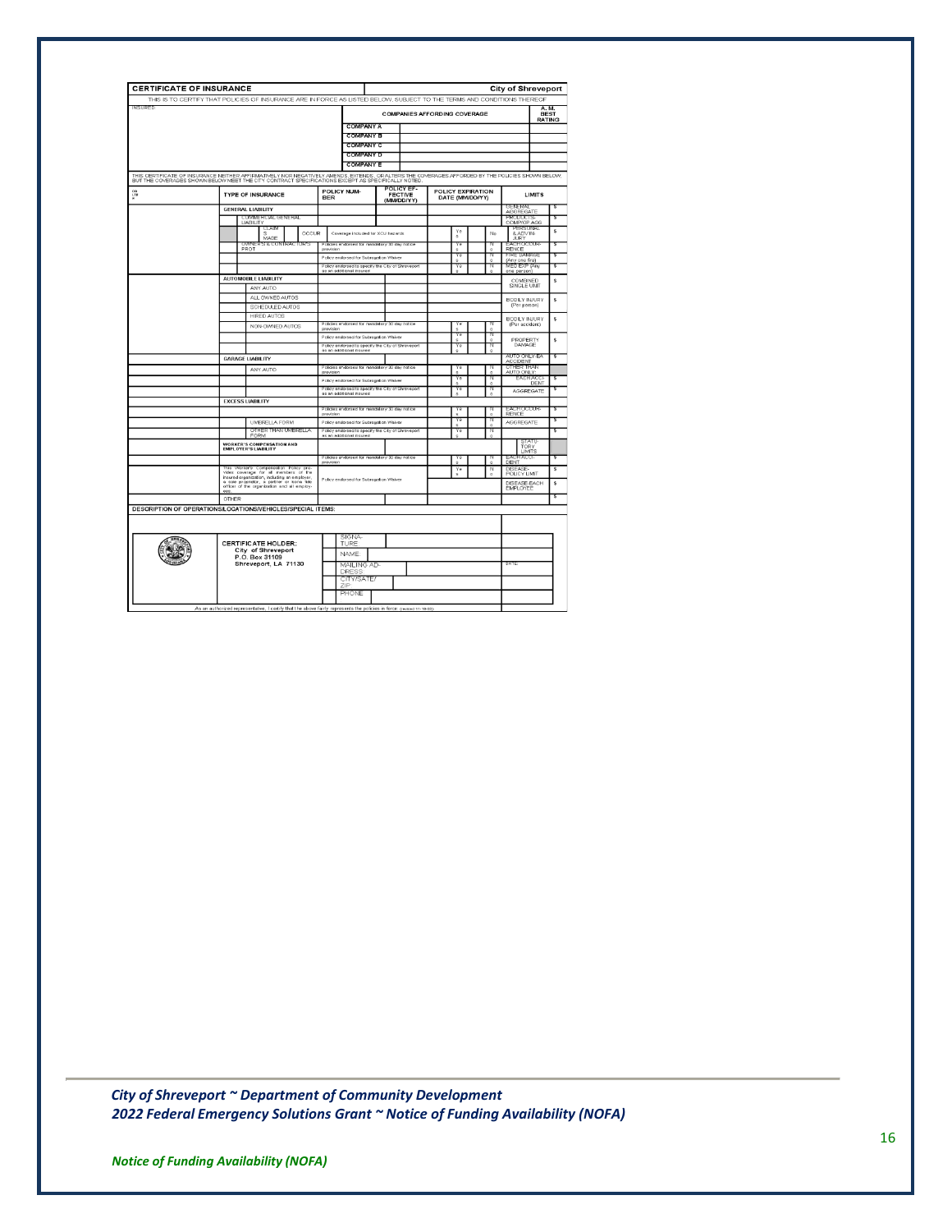# CERTIFICATE OF INSURANCE

**City of Shreveport**

THIS IS TO CERTIFY THAT POLICIES OF INSURANCE ARE IN FORCE AS LISTED BELOW, SUBJECT TO THE TERMS AND CONDITIONS THEREOF

| INSURED | COMPANIES AFFORDING COVERAGE | | A. M. BEST RATING |
|---|---|---|---|
| | COMPANY A | | |
| | COMPANY B | | |
| | COMPANY C | | |
| | COMPANY D | | |
| | COMPANY E | | |

THIS CERTIFICATE OF INSURANCE NEITHER AFFIRMATIVELY NOR NEGATIVELY AMENDS, EXTENDS, OR ALTERS THE COVERAGES AFFORDED BY THE POLICIES SHOWN BELOW, BUT THE COVERAGES SHOWN BELOW MEET THE CITY CONTRACT SPECIFICATIONS EXCEPT AS SPECIFICALLY NOTED.

| CO LTR | TYPE OF INSURANCE | POLICY NUMBER | POLICY EFFECTIVE (MM/DD/YY) | POLICY EXPIRATION DATE (MM/DD/YY) | LIMITS | |
|---|---|---|---|---|---|---|
| | **GENERAL LIABILITY** | | | | GENERAL AGGREGATE | $ |
| | COMMERCIAL GENERAL LIABILITY | | | | PRODUCTS-COMP/OP AGG | $ |
| | CLAIMS MADE / OCCUR | Coverage included for XCU hazards | | Yes / No | PERSONAL & ADV INJURY | $ |
| | OWNER'S & CONTRACTOR'S PROT | Policies endorsed for mandatory 30 day notice provision | | Yes / No | EACH OCCURRENCE | $ |
| | | Policy endorsed for Subrogation Waiver | | Yes / No | FIRE DAMAGE (Any one fire) | $ |
| | | Policy endorsed to specify the City of Shreveport as an additional insured | | Yes / No | MED EXP (Any one person) | $ |
| | **AUTOMOBILE LIABILITY** | | | | COMBINED SINGLE LIMIT | $ |
| | ANY AUTO | | | | | |
| | ALL OWNED AUTOS | | | | BODILY INJURY (Per person) | $ |
| | SCHEDULED AUTOS | | | | | |
| | HIRED AUTOS | | | | BODILY INJURY (Per accident) | $ |
| | NON-OWNED AUTOS | Policies endorsed for mandatory 30 day notice provision | | Yes / No | | |
| | | Policy endorsed for Subrogation Waiver | | Yes / No | PROPERTY DAMAGE | $ |
| | | Policy endorsed to specify the City of Shreveport as an additional insured | | Yes / No | | |
| | **GARAGE LIABILITY** | | | | AUTO ONLY-EA ACCIDENT | $ |
| | ANY AUTO | Policies endorsed for mandatory 30 day notice provision | | Yes / No | OTHER THAN AUTO ONLY: | |
| | | Policy endorsed for Subrogation Waiver | | Yes / No | EACH ACCIDENT | $ |
| | | Policy endorsed to specify the City of Shreveport as an additional insured | | Yes / No | AGGREGATE | $ |
| | **EXCESS LIABILITY** | | | | | |
| | | Policies endorsed for mandatory 30 day notice provision | | Yes / No | EACH OCCURRENCE | $ |
| | UMBRELLA FORM | Policy endorsed for Subrogation Waiver | | Yes / No | AGGREGATE | $ |
| | OTHER THAN UMBRELLA FORM | Policy endorsed to specify the City of Shreveport as an additional insured | | Yes / No | | $ |
| | **WORKER'S COMPENSATION AND EMPLOYER'S LIABILITY** | | | | STATUTORY LIMITS | |
| | | Policies endorsed for mandatory 30 day notice provision | | Yes / No | EACH ACCIDENT | $ |
| | This Worker's Compensation Policy provides coverage for all members of the insured organization, including an employee, a sole proprietor, a partner or bona fide officer of the organization and all employees. | Policy endorsed for Subrogation Waiver | | Yes / No | DISEASE-POLICY LIMIT | $ |
| | | | | | DISEASE-EACH EMPLOYEE | $ |
| | OTHER | | | | | $ |

**DESCRIPTION OF OPERATIONS/LOCATIONS/VEHICLES/SPECIAL ITEMS:**

| CERTIFICATE HOLDER: | | |
|---|---|---|
| City of Shreveport<br>P.O. Box 31109<br>Shreveport, LA 71130 | SIGNATURE | |
| | NAME | |
| | MAILING ADDRESS | DATE: |
| | CITY/STATE/ZIP | |
| | PHONE | |

As an authorized representative, I certify that the above fairly represents the policies in force. (revised 11-19-03)

*City of Shreveport ~ Department of Community Development*
*2022 Federal Emergency Solutions Grant ~ Notice of Funding Availability (NOFA)*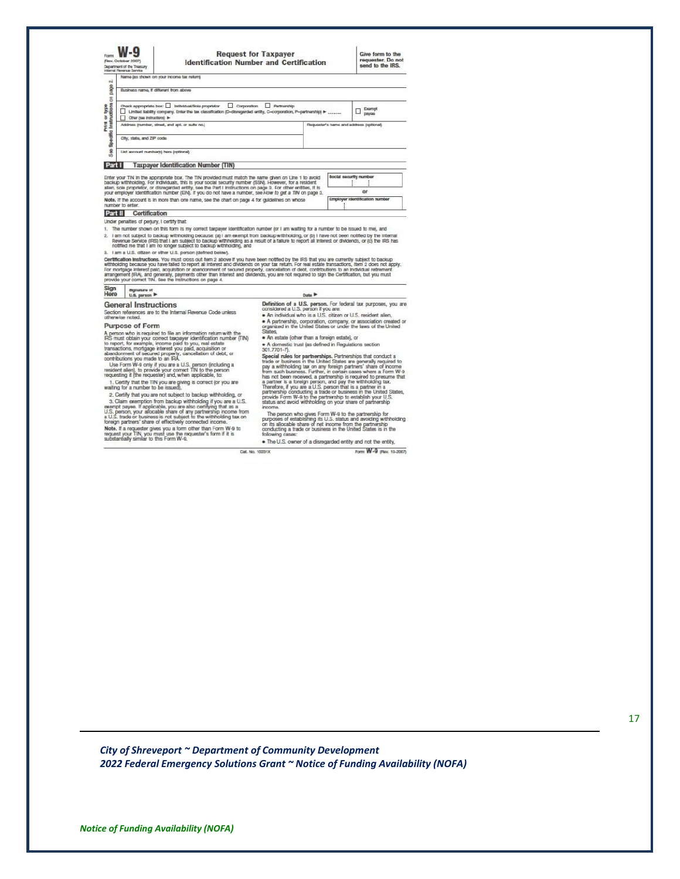Form **W-9** (Rev. October 2007) Department of the Treasury Internal Revenue Service

## Request for Taxpayer Identification Number and Certification

Give form to the requester. Do not send to the IRS.

Print or type See Specific Instructions on page 2.

Name (as shown on your income tax return)

Business name, if different from above

Check appropriate box: ☐ Individual/Sole proprietor ☐ Corporation ☐ Partnership ☐ Limited liability company. Enter the tax classification (D=disregarded entity, C=corporation, P=partnership) ▶ ........ ☐ Exempt payee ☐ Other (see instructions) ▶

Address (number, street, and apt. or suite no.) | Requester's name and address (optional)

City, state, and ZIP code

List account number(s) here (optional)

### Part I Taxpayer Identification Number (TIN)

Enter your TIN in the appropriate box. The TIN provided must match the name given on Line 1 to avoid backup withholding. For individuals, this is your social security number (SSN). However, for a resident alien, sole proprietor, or disregarded entity, see the Part I instructions on page 3. For other entities, it is your employer identification number (EIN). If you do not have a number, see *How to get a TIN* on page 3.

**Note.** If the account is in more than one name, see the chart on page 4 for guidelines on whose number to enter.

Social security number

or

Employer identification number

### Part II Certification

Under penalties of perjury, I certify that:

1. The number shown on this form is my correct taxpayer identification number (or I am waiting for a number to be issued to me), and
2. I am not subject to backup withholding because: (a) I am exempt from backup withholding, or (b) I have not been notified by the Internal Revenue Service (IRS) that I am subject to backup withholding as a result of a failure to report all interest or dividends, or (c) the IRS has notified me that I am no longer subject to backup withholding, and
3. I am a U.S. citizen or other U.S. person (defined below).

**Certification instructions.** You must cross out item 2 above if you have been notified by the IRS that you are currently subject to backup withholding because you have failed to report all interest and dividends on your tax return. For real estate transactions, item 2 does not apply. For mortgage interest paid, acquisition or abandonment of secured property, cancellation of debt, contributions to an individual retirement arrangement (IRA), and generally, payments other than interest and dividends, you are not required to sign the Certification, but you must provide your correct TIN. See the instructions on page 4.

**Sign Here** Signature of U.S. person ▶ Date ▶

## General Instructions

Section references are to the Internal Revenue Code unless otherwise noted.

### Purpose of Form

A person who is required to file an information return with the IRS must obtain your correct taxpayer identification number (TIN) to report, for example, income paid to you, real estate transactions, mortgage interest you paid, acquisition or abandonment of secured property, cancellation of debt, or contributions you made to an IRA.

Use Form W-9 only if you are a U.S. person (including a resident alien), to provide your correct TIN to the person requesting it (the requester) and, when applicable, to:

1. Certify that the TIN you are giving is correct (or you are waiting for a number to be issued),

2. Certify that you are not subject to backup withholding, or

3. Claim exemption from backup withholding if you are a U.S. exempt payee. If applicable, you are also certifying that as a U.S. person, your allocable share of any partnership income from a U.S. trade or business is not subject to the withholding tax on foreign partners' share of effectively connected income.

**Note.** If a requester gives you a form other than Form W-9 to request your TIN, you must use the requester's form if it is substantially similar to this Form W-9.

**Definition of a U.S. person.** For federal tax purposes, you are considered a U.S. person if you are:

- An individual who is a U.S. citizen or U.S. resident alien,
- A partnership, corporation, company, or association created or organized in the United States or under the laws of the United States,
- An estate (other than a foreign estate), or
- A domestic trust (as defined in Regulations section 301.7701-7).

**Special rules for partnerships.** Partnerships that conduct a trade or business in the United States are generally required to pay a withholding tax on any foreign partners' share of income from such business. Further, in certain cases where a Form W-9 has not been received, a partnership is required to presume that a partner is a foreign person, and pay the withholding tax. Therefore, if you are a U.S. person that is a partner in a partnership conducting a trade or business in the United States, provide Form W-9 to the partnership to establish your U.S. status and avoid withholding on your share of partnership income.

The person who gives Form W-9 to the partnership for purposes of establishing its U.S. status and avoiding withholding on its allocable share of net income from the partnership conducting a trade or business in the United States is in the following cases:

- The U.S. owner of a disregarded entity and not the entity,

Cat. No. 10231X Form **W-9** (Rev. 10-2007)

*City of Shreveport ~ Department of Community Development*
*2022 Federal Emergency Solutions Grant ~ Notice of Funding Availability (NOFA)*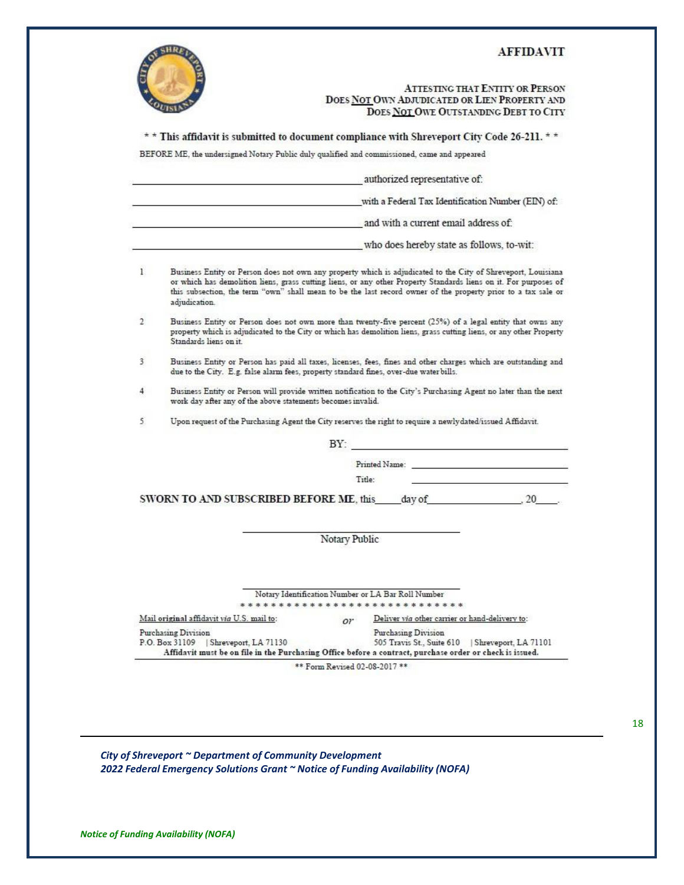# AFFIDAVIT

### ATTESTING THAT ENTITY OR PERSON DOES NOT OWN ADJUDICATED OR LIEN PROPERTY AND DOES NOT OWE OUTSTANDING DEBT TO CITY

**\* \* This affidavit is submitted to document compliance with Shreveport City Code 26-211. \* \***

BEFORE ME, the undersigned Notary Public duly qualified and commissioned, came and appeared

\_\_\_\_\_\_\_\_\_\_\_\_\_\_\_\_\_\_\_\_\_\_\_\_\_\_\_\_\_\_\_\_\_\_\_\_ authorized representative of:

\_\_\_\_\_\_\_\_\_\_\_\_\_\_\_\_\_\_\_\_\_\_\_\_\_\_\_\_\_\_\_\_\_\_\_\_ with a Federal Tax Identification Number (EIN) of:

\_\_\_\_\_\_\_\_\_\_\_\_\_\_\_\_\_\_\_\_\_\_\_\_\_\_\_\_\_\_\_\_\_\_\_\_ and with a current email address of:

\_\_\_\_\_\_\_\_\_\_\_\_\_\_\_\_\_\_\_\_\_\_\_\_\_\_\_\_\_\_\_\_\_\_\_\_ who does hereby state as follows, to-wit:

1. Business Entity or Person does not own any property which is adjudicated to the City of Shreveport, Louisiana or which has demolition liens, grass cutting liens, or any other Property Standards liens on it. For purposes of this subsection, the term "own" shall mean to be the last record owner of the property prior to a tax sale or adjudication.
2. Business Entity or Person does not own more than twenty-five percent (25%) of a legal entity that owns any property which is adjudicated to the City or which has demolition liens, grass cutting liens, or any other Property Standards liens on it.
3. Business Entity or Person has paid all taxes, licenses, fees, fines and other charges which are outstanding and due to the City. E.g. false alarm fees, property standard fines, over-due water bills.
4. Business Entity or Person will provide written notification to the City's Purchasing Agent no later than the next work day after any of the above statements becomes invalid.
5. Upon request of the Purchasing Agent the City reserves the right to require a newly dated/issued Affidavit.

BY: \_\_\_\_\_\_\_\_\_\_\_\_\_\_\_\_\_\_\_\_\_\_\_\_\_\_\_\_

Printed Name: \_\_\_\_\_\_\_\_\_\_\_\_\_\_\_\_\_\_\_\_\_\_\_\_

Title: \_\_\_\_\_\_\_\_\_\_\_\_\_\_\_\_\_\_\_\_\_\_\_\_

**SWORN TO AND SUBSCRIBED BEFORE ME**, this\_\_\_\_\_day of\_\_\_\_\_\_\_\_\_\_\_\_\_\_\_\_\_, 20\_\_\_\_.

\_\_\_\_\_\_\_\_\_\_\_\_\_\_\_\_\_\_\_\_\_\_\_\_\_\_\_\_
Notary Public

\_\_\_\_\_\_\_\_\_\_\_\_\_\_\_\_\_\_\_\_\_\_\_\_\_\_\_\_
Notary Identification Number or LA Bar Roll Number

\* \* \* \* \* \* \* \* \* \* \* \* \* \* \* \* \* \* \* \* \* \* \* \* \* \* \* \* \*

Mail original affidavit *via* U.S. mail to:
Purchasing Division
P.O. Box 31109 | Shreveport, LA 71130

*or*

Deliver *via* other carrier or hand-delivery to:
Purchasing Division
505 Travis St., Suite 610 | Shreveport, LA 71101

**Affidavit must be on file in the Purchasing Office before a contract, purchase order or check is issued.**

\*\* Form Revised 02-08-2017 \*\*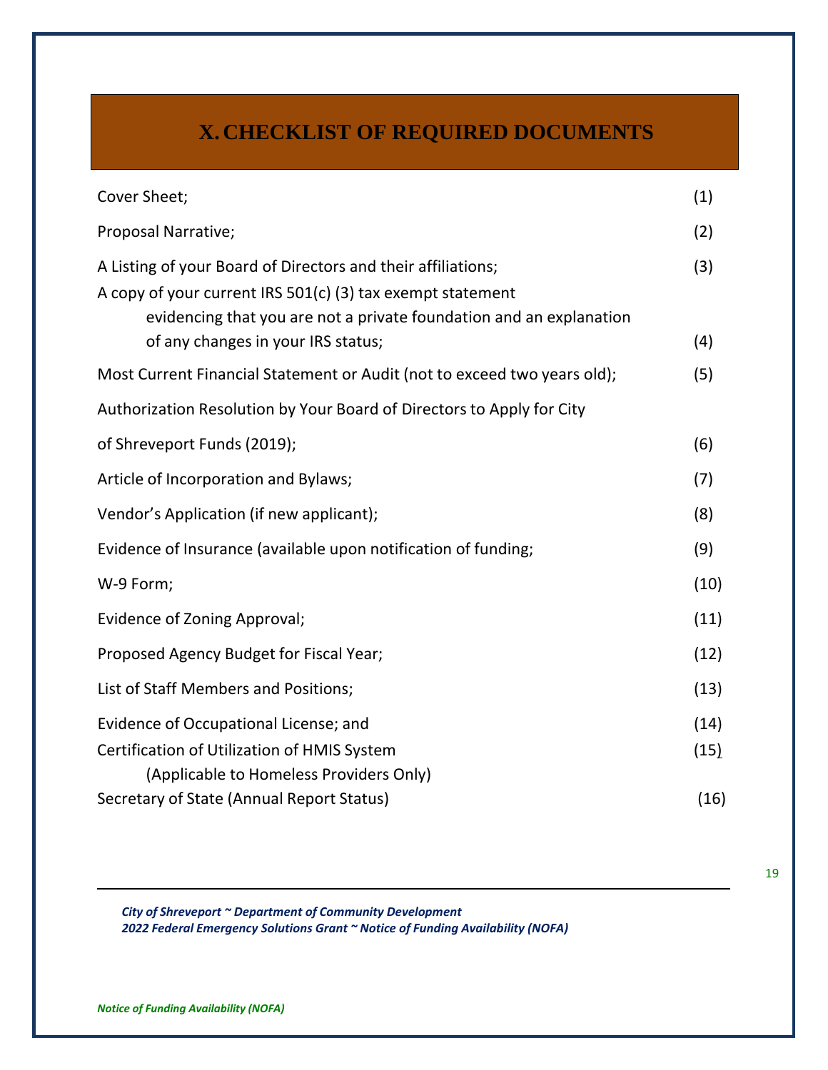# X. CHECKLIST OF REQUIRED DOCUMENTS

| | |
|---|---|
| Cover Sheet; | (1) |
| Proposal Narrative; | (2) |
| A Listing of your Board of Directors and their affiliations; | (3) |
| A copy of your current IRS 501(c) (3) tax exempt statement evidencing that you are not a private foundation and an explanation of any changes in your IRS status; | (4) |
| Most Current Financial Statement or Audit (not to exceed two years old); | (5) |
| Authorization Resolution by Your Board of Directors to Apply for City of Shreveport Funds (2019); | (6) |
| Article of Incorporation and Bylaws; | (7) |
| Vendor's Application (if new applicant); | (8) |
| Evidence of Insurance (available upon notification of funding; | (9) |
| W-9 Form; | (10) |
| Evidence of Zoning Approval; | (11) |
| Proposed Agency Budget for Fiscal Year; | (12) |
| List of Staff Members and Positions; | (13) |
| Evidence of Occupational License; and | (14) |
| Certification of Utilization of HMIS System (Applicable to Homeless Providers Only) | (15) |
| Secretary of State (Annual Report Status) | (16) |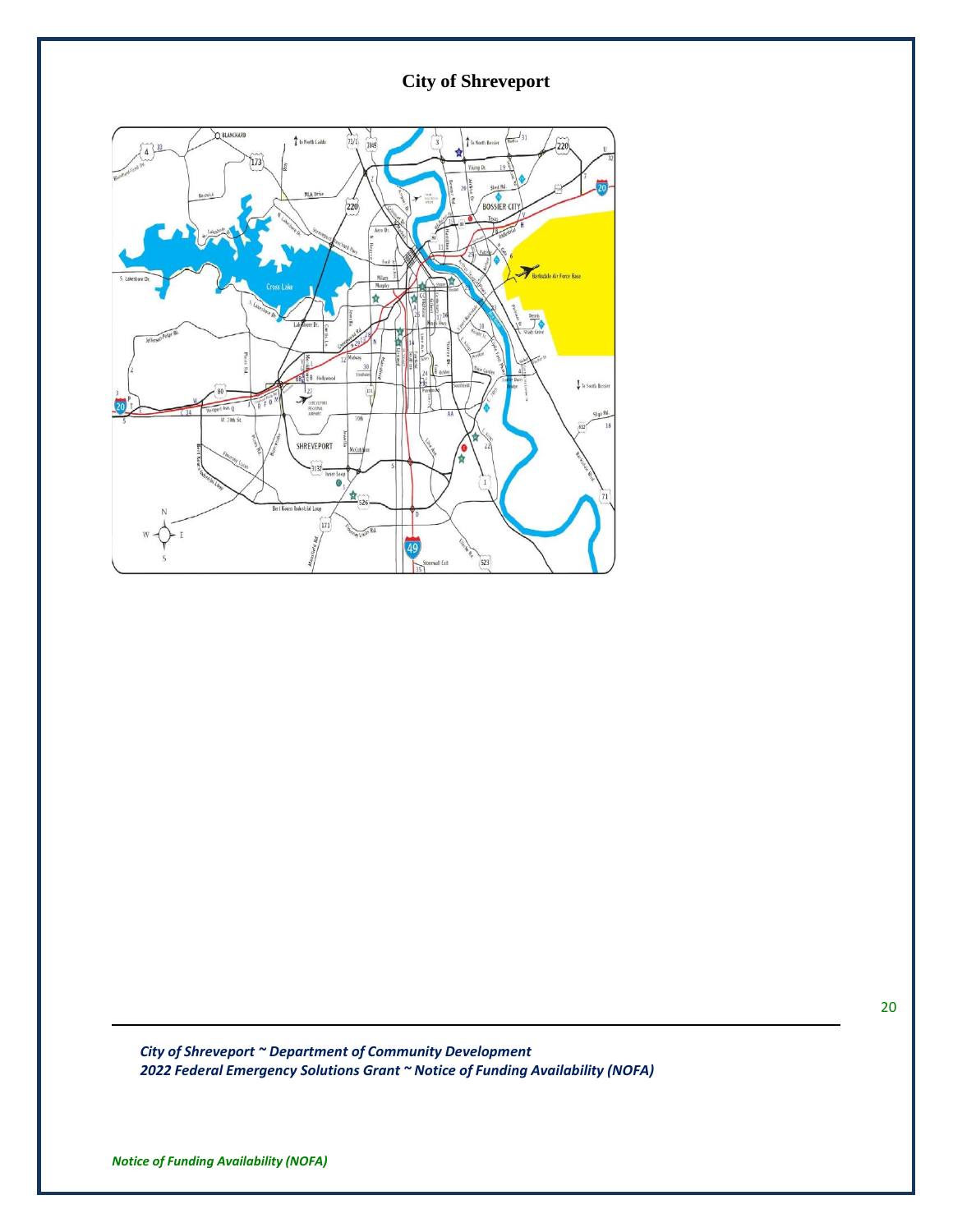# City of Shreveport